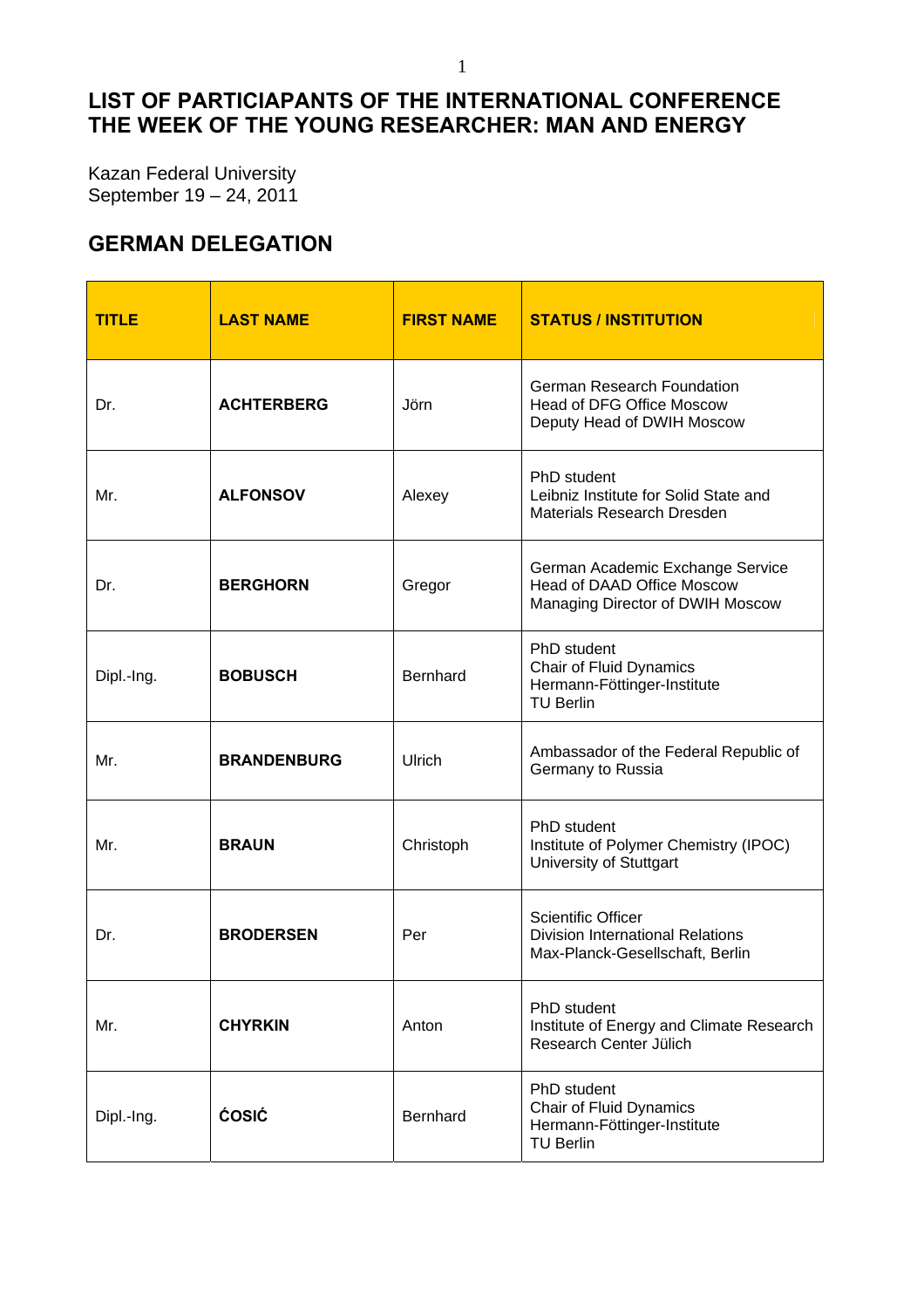# LIST OF PARTICIAPANTS OF THE INTERNATIONAL CONFERENCE THE WEEK OF THE YOUNG RESEARCHER: MAN AND ENERGY

Kazan Federal University
September 19 – 24, 2011

## GERMAN DELEGATION

| TITLE | LAST NAME | FIRST NAME | STATUS / INSTITUTION |
|---|---|---|---|
| Dr. | **ACHTERBERG** | Jörn | German Research Foundation<br>Head of DFG Office Moscow<br>Deputy Head of DWIH Moscow |
| Mr. | **ALFONSOV** | Alexey | PhD student<br>Leibniz Institute for Solid State and Materials Research Dresden |
| Dr. | **BERGHORN** | Gregor | German Academic Exchange Service<br>Head of DAAD Office Moscow<br>Managing Director of DWIH Moscow |
| Dipl.-Ing. | **BOBUSCH** | Bernhard | PhD student<br>Chair of Fluid Dynamics<br>Hermann-Föttinger-Institute<br>TU Berlin |
| Mr. | **BRANDENBURG** | Ulrich | Ambassador of the Federal Republic of Germany to Russia |
| Mr. | **BRAUN** | Christoph | PhD student<br>Institute of Polymer Chemistry (IPOC)<br>University of Stuttgart |
| Dr. | **BRODERSEN** | Per | Scientific Officer<br>Division International Relations<br>Max-Planck-Gesellschaft, Berlin |
| Mr. | **CHYRKIN** | Anton | PhD student<br>Institute of Energy and Climate Research<br>Research Center Jülich |
| Dipl.-Ing. | **ĆOSIĆ** | Bernhard | PhD student<br>Chair of Fluid Dynamics<br>Hermann-Föttinger-Institute<br>TU Berlin |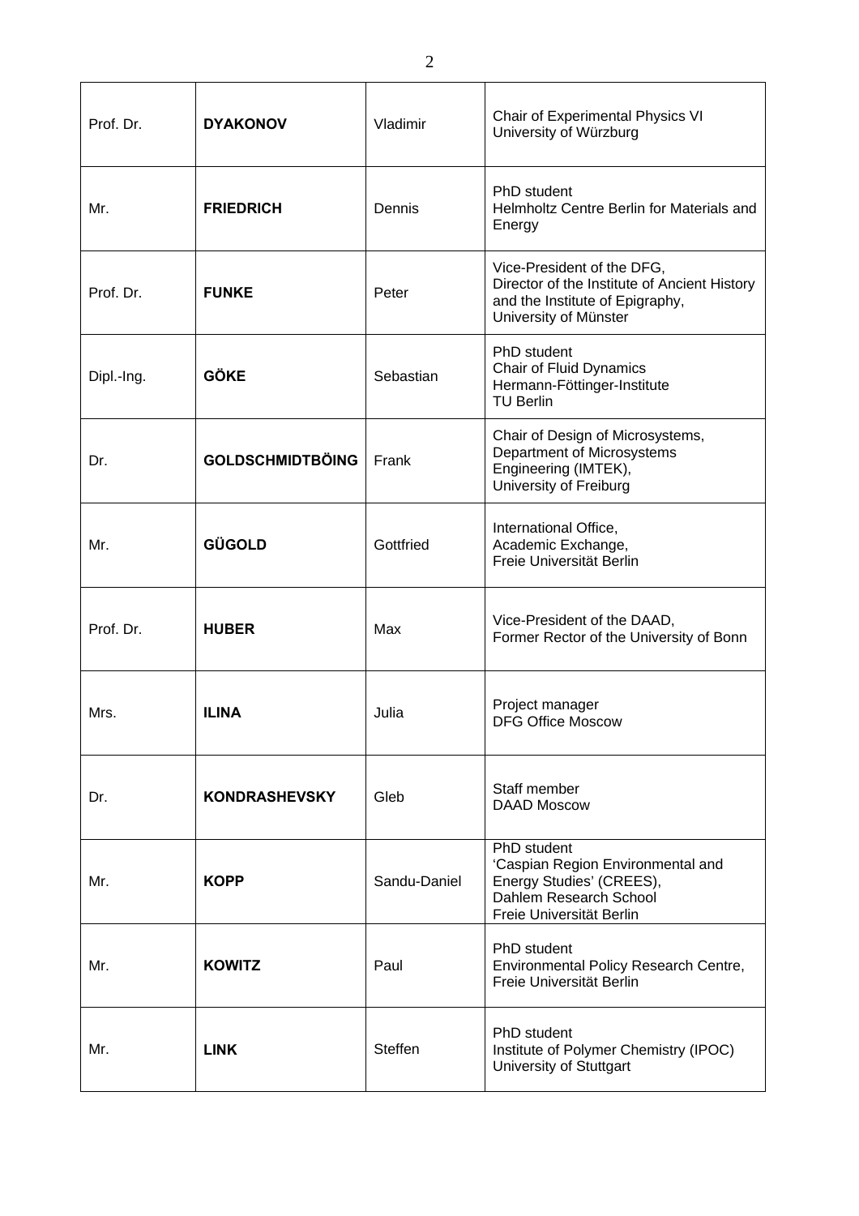| Prof. Dr. | **DYAKONOV** | Vladimir | Chair of Experimental Physics VI<br>University of Würzburg |
|---|---|---|---|
| Mr. | **FRIEDRICH** | Dennis | PhD student<br>Helmholtz Centre Berlin for Materials and Energy |
| Prof. Dr. | **FUNKE** | Peter | Vice-President of the DFG,<br>Director of the Institute of Ancient History and the Institute of Epigraphy,<br>University of Münster |
| Dipl.-Ing. | **GÖKE** | Sebastian | PhD student<br>Chair of Fluid Dynamics<br>Hermann-Föttinger-Institute<br>TU Berlin |
| Dr. | **GOLDSCHMIDTBÖING** | Frank | Chair of Design of Microsystems,<br>Department of Microsystems Engineering (IMTEK),<br>University of Freiburg |
| Mr. | **GÜGOLD** | Gottfried | International Office,<br>Academic Exchange,<br>Freie Universität Berlin |
| Prof. Dr. | **HUBER** | Max | Vice-President of the DAAD,<br>Former Rector of the University of Bonn |
| Mrs. | **ILINA** | Julia | Project manager<br>DFG Office Moscow |
| Dr. | **KONDRASHEVSKY** | Gleb | Staff member<br>DAAD Moscow |
| Mr. | **KOPP** | Sandu-Daniel | PhD student<br>'Caspian Region Environmental and Energy Studies' (CREES),<br>Dahlem Research School<br>Freie Universität Berlin |
| Mr. | **KOWITZ** | Paul | PhD student<br>Environmental Policy Research Centre,<br>Freie Universität Berlin |
| Mr. | **LINK** | Steffen | PhD student<br>Institute of Polymer Chemistry (IPOC)<br>University of Stuttgart |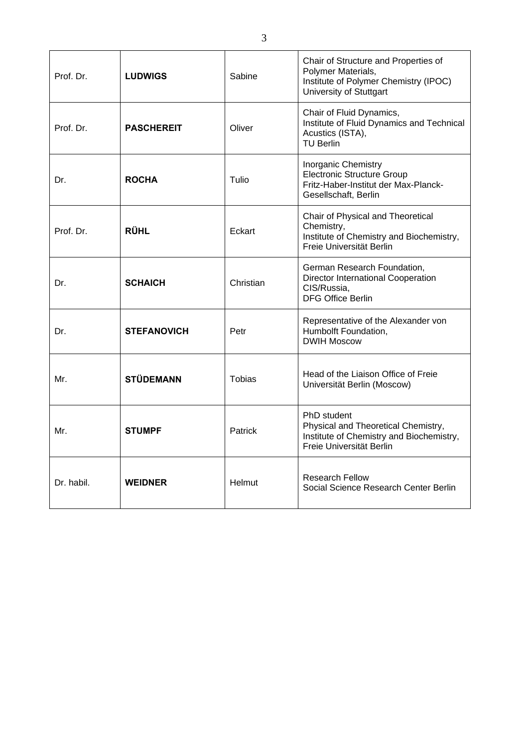| | | | |
|---|---|---|---|
| Prof. Dr. | **LUDWIGS** | Sabine | Chair of Structure and Properties of Polymer Materials,<br>Institute of Polymer Chemistry (IPOC)<br>University of Stuttgart |
| Prof. Dr. | **PASCHEREIT** | Oliver | Chair of Fluid Dynamics,<br>Institute of Fluid Dynamics and Technical Acustics (ISTA),<br>TU Berlin |
| Dr. | **ROCHA** | Tulio | Inorganic Chemistry<br>Electronic Structure Group<br>Fritz-Haber-Institut der Max-Planck-Gesellschaft, Berlin |
| Prof. Dr. | **RÜHL** | Eckart | Chair of Physical and Theoretical Chemistry,<br>Institute of Chemistry and Biochemistry,<br>Freie Universität Berlin |
| Dr. | **SCHAICH** | Christian | German Research Foundation,<br>Director International Cooperation CIS/Russia,<br>DFG Office Berlin |
| Dr. | **STEFANOVICH** | Petr | Representative of the Alexander von Humbolft Foundation,<br>DWIH Moscow |
| Mr. | **STÜDEMANN** | Tobias | Head of the Liaison Office of Freie Universität Berlin (Moscow) |
| Mr. | **STUMPF** | Patrick | PhD student<br>Physical and Theoretical Chemistry,<br>Institute of Chemistry and Biochemistry,<br>Freie Universität Berlin |
| Dr. habil. | **WEIDNER** | Helmut | Research Fellow<br>Social Science Research Center Berlin |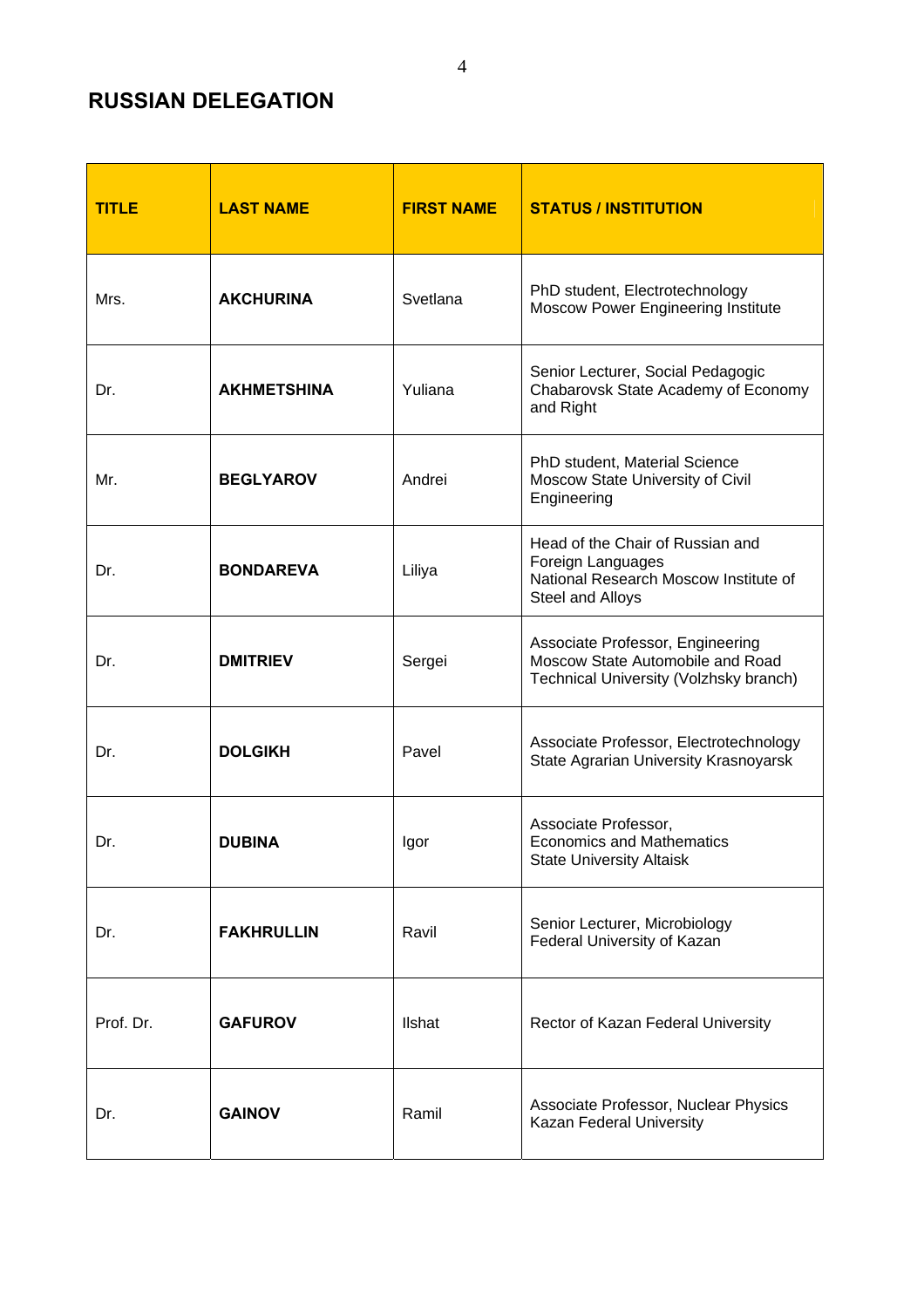## RUSSIAN DELEGATION

| TITLE | LAST NAME | FIRST NAME | STATUS / INSTITUTION |
| --- | --- | --- | --- |
| Mrs. | **AKCHURINA** | Svetlana | PhD student, Electrotechnology<br>Moscow Power Engineering Institute |
| Dr. | **AKHMETSHINA** | Yuliana | Senior Lecturer, Social Pedagogic<br>Chabarovsk State Academy of Economy and Right |
| Mr. | **BEGLYAROV** | Andrei | PhD student, Material Science<br>Moscow State University of Civil Engineering |
| Dr. | **BONDAREVA** | Liliya | Head of the Chair of Russian and Foreign Languages<br>National Research Moscow Institute of Steel and Alloys |
| Dr. | **DMITRIEV** | Sergei | Associate Professor, Engineering<br>Moscow State Automobile and Road Technical University (Volzhsky branch) |
| Dr. | **DOLGIKH** | Pavel | Associate Professor, Electrotechnology<br>State Agrarian University Krasnoyarsk |
| Dr. | **DUBINA** | Igor | Associate Professor,<br>Economics and Mathematics<br>State University Altaisk |
| Dr. | **FAKHRULLIN** | Ravil | Senior Lecturer, Microbiology<br>Federal University of Kazan |
| Prof. Dr. | **GAFUROV** | Ilshat | Rector of Kazan Federal University |
| Dr. | **GAINOV** | Ramil | Associate Professor, Nuclear Physics<br>Kazan Federal University |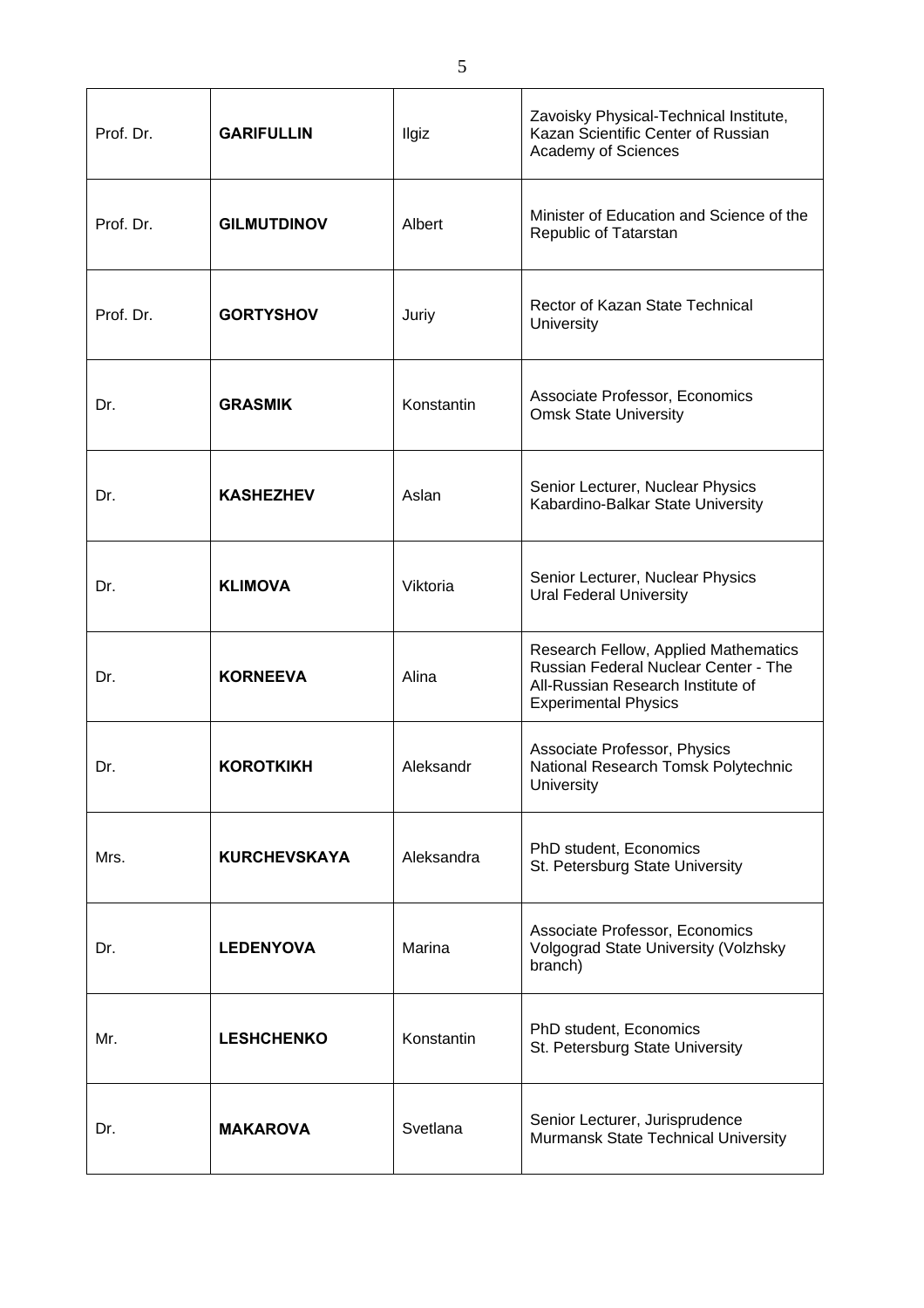| Prof. Dr. | **GARIFULLIN** | Ilgiz | Zavoisky Physical-Technical Institute, Kazan Scientific Center of Russian Academy of Sciences |
|---|---|---|---|
| Prof. Dr. | **GILMUTDINOV** | Albert | Minister of Education and Science of the Republic of Tatarstan |
| Prof. Dr. | **GORTYSHOV** | Juriy | Rector of Kazan State Technical University |
| Dr. | **GRASMIK** | Konstantin | Associate Professor, Economics<br>Omsk State University |
| Dr. | **KASHEZHEV** | Aslan | Senior Lecturer, Nuclear Physics<br>Kabardino-Balkar State University |
| Dr. | **KLIMOVA** | Viktoria | Senior Lecturer, Nuclear Physics<br>Ural Federal University |
| Dr. | **KORNEEVA** | Alina | Research Fellow, Applied Mathematics<br>Russian Federal Nuclear Center - The All-Russian Research Institute of Experimental Physics |
| Dr. | **KOROTKIKH** | Aleksandr | Associate Professor, Physics<br>National Research Tomsk Polytechnic University |
| Mrs. | **KURCHEVSKAYA** | Aleksandra | PhD student, Economics<br>St. Petersburg State University |
| Dr. | **LEDENYOVA** | Marina | Associate Professor, Economics<br>Volgograd State University (Volzhsky branch) |
| Mr. | **LESHCHENKO** | Konstantin | PhD student, Economics<br>St. Petersburg State University |
| Dr. | **MAKAROVA** | Svetlana | Senior Lecturer, Jurisprudence<br>Murmansk State Technical University |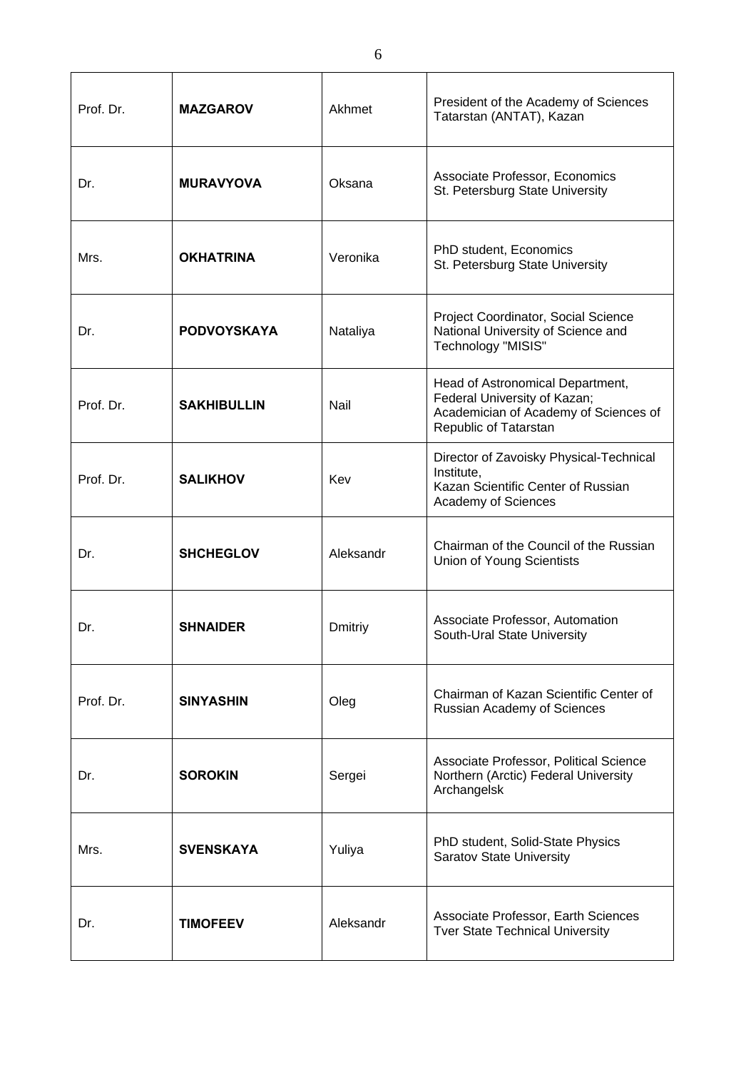| Prof. Dr. | **MAZGAROV** | Akhmet | President of the Academy of Sciences Tatarstan (ANTAT), Kazan |
|---|---|---|---|
| Dr. | **MURAVYOVA** | Oksana | Associate Professor, Economics<br>St. Petersburg State University |
| Mrs. | **OKHATRINA** | Veronika | PhD student, Economics<br>St. Petersburg State University |
| Dr. | **PODVOYSKAYA** | Nataliya | Project Coordinator, Social Science<br>National University of Science and Technology "MISIS" |
| Prof. Dr. | **SAKHIBULLIN** | Nail | Head of Astronomical Department, Federal University of Kazan;<br>Academician of Academy of Sciences of Republic of Tatarstan |
| Prof. Dr. | **SALIKHOV** | Kev | Director of Zavoisky Physical-Technical Institute,<br>Kazan Scientific Center of Russian Academy of Sciences |
| Dr. | **SHCHEGLOV** | Aleksandr | Chairman of the Council of the Russian Union of Young Scientists |
| Dr. | **SHNAIDER** | Dmitriy | Associate Professor, Automation<br>South-Ural State University |
| Prof. Dr. | **SINYASHIN** | Oleg | Chairman of Kazan Scientific Center of Russian Academy of Sciences |
| Dr. | **SOROKIN** | Sergei | Associate Professor, Political Science<br>Northern (Arctic) Federal University<br>Archangelsk |
| Mrs. | **SVENSKAYA** | Yuliya | PhD student, Solid-State Physics<br>Saratov State University |
| Dr. | **TIMOFEEV** | Aleksandr | Associate Professor, Earth Sciences<br>Tver State Technical University |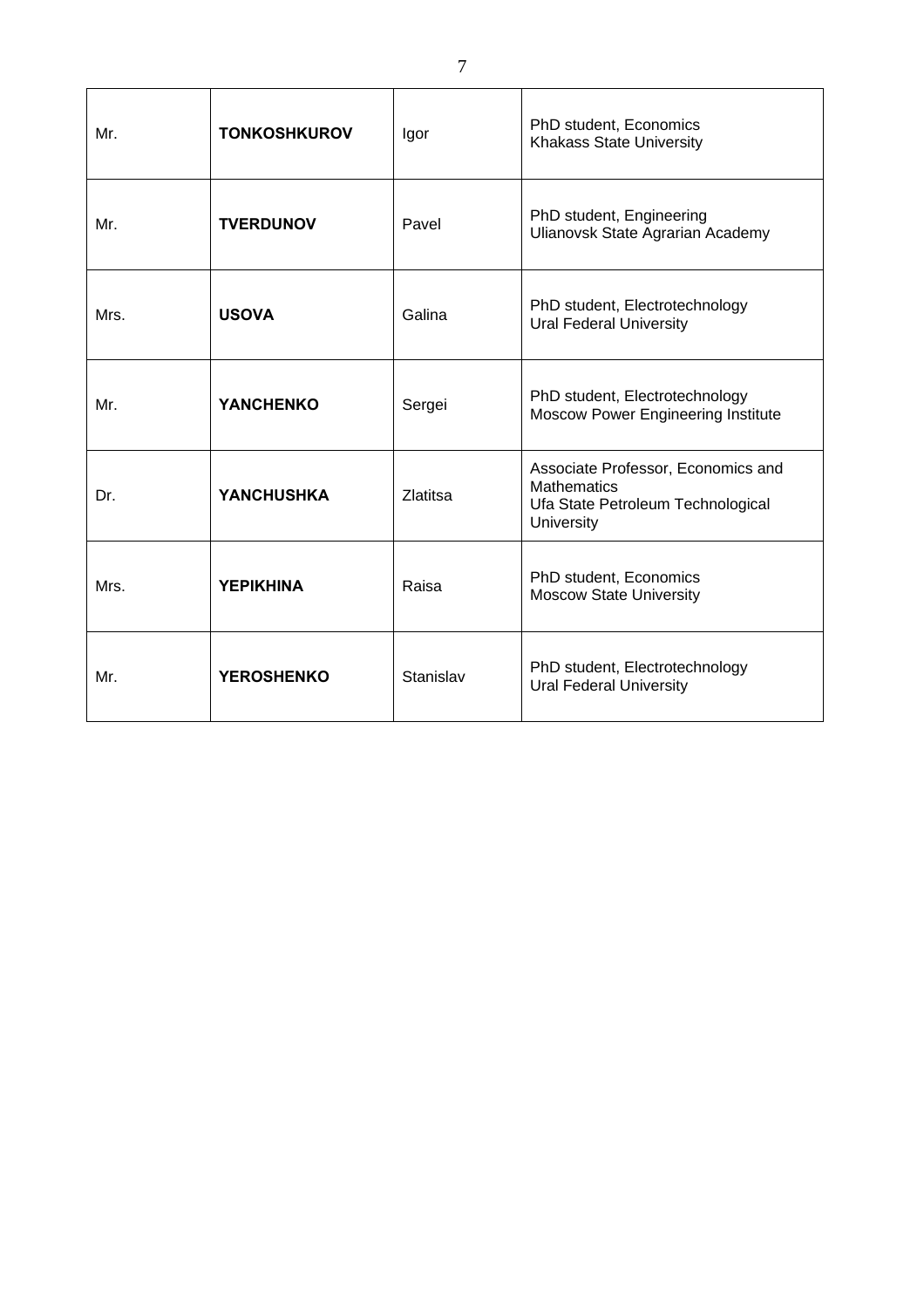| | | | |
|---|---|---|---|
| Mr. | **TONKOSHKUROV** | Igor | PhD student, Economics<br>Khakass State University |
| Mr. | **TVERDUNOV** | Pavel | PhD student, Engineering<br>Ulianovsk State Agrarian Academy |
| Mrs. | **USOVA** | Galina | PhD student, Electrotechnology<br>Ural Federal University |
| Mr. | **YANCHENKO** | Sergei | PhD student, Electrotechnology<br>Moscow Power Engineering Institute |
| Dr. | **YANCHUSHKA** | Zlatitsa | Associate Professor, Economics and Mathematics<br>Ufa State Petroleum Technological University |
| Mrs. | **YEPIKHINA** | Raisa | PhD student, Economics<br>Moscow State University |
| Mr. | **YEROSHENKO** | Stanislav | PhD student, Electrotechnology<br>Ural Federal University |